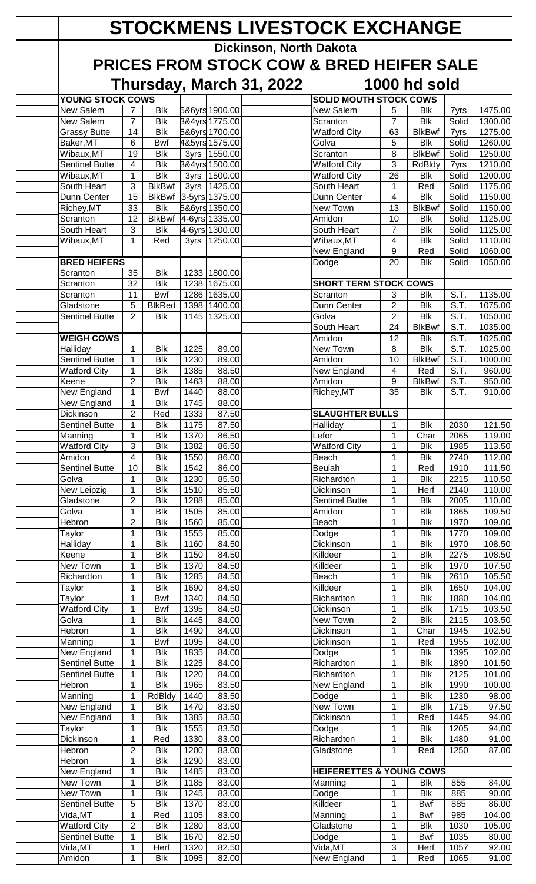# STOCKMENS LIVESTOCK EXCHANGE

## Dickinson, North Dakota

## PRICES FROM STOCK COW & BRED HEIFER SALE

### Thursday, March 31, 2022 — 1000 hd sold

**YOUNG STOCK COWS**

| Location | Hd | Color | Age | Price |
|---|---|---|---|---|
| New Salem | 7 | Blk | 5&6yrs | 1900.00 |
| New Salem | 7 | Blk | 3&4yrs | 1775.00 |
| Grassy Butte | 14 | Blk | 5&6yrs | 1700.00 |
| Baker,MT | 6 | Bwf | 4&5yrs | 1575.00 |
| Wibaux,MT | 19 | Blk | 3yrs | 1550.00 |
| Sentinel Butte | 4 | Blk | 3&4yrs | 1500.00 |
| Wibaux,MT | 1 | Blk | 3yrs | 1500.00 |
| South Heart | 3 | BlkBwf | 3yrs | 1425.00 |
| Dunn Center | 15 | BlkBwf | 3-5yrs | 1375.00 |
| Richey,MT | 33 | Blk | 5&6yrs | 1350.00 |
| Scranton | 12 | BlkBwf | 4-6yrs | 1335.00 |
| South Heart | 3 | Blk | 4-6yrs | 1300.00 |
| Wibaux,MT | 1 | Red | 3yrs | 1250.00 |

**BRED HEIFERS**

| Location | Hd | Color | Wt | Price |
|---|---|---|---|---|
| Scranton | 35 | Blk | 1233 | 1800.00 |
| Scranton | 32 | Blk | 1238 | 1675.00 |
| Scranton | 11 | Bwf | 1286 | 1635.00 |
| Gladstone | 5 | BlkRed | 1398 | 1400.00 |
| Sentinel Butte | 2 | Blk | 1145 | 1325.00 |

**WEIGH COWS**

| Location | Hd | Color | Wt | Price |
|---|---|---|---|---|
| Halliday | 1 | Blk | 1225 | 89.00 |
| Sentinel Butte | 1 | Blk | 1230 | 89.00 |
| Watford City | 1 | Blk | 1385 | 88.50 |
| Keene | 2 | Blk | 1463 | 88.00 |
| New England | 1 | Bwf | 1440 | 88.00 |
| New England | 1 | Blk | 1745 | 88.00 |
| Dickinson | 2 | Red | 1333 | 87.50 |
| Sentinel Butte | 1 | Blk | 1175 | 87.50 |
| Manning | 1 | Blk | 1370 | 86.50 |
| Watford City | 3 | Blk | 1382 | 86.50 |
| Amidon | 4 | Blk | 1550 | 86.00 |
| Sentinel Butte | 10 | Blk | 1542 | 86.00 |
| Golva | 1 | Blk | 1230 | 85.50 |
| New Leipzig | 1 | Blk | 1510 | 85.50 |
| Gladstone | 2 | Blk | 1288 | 85.00 |
| Golva | 1 | Blk | 1505 | 85.00 |
| Hebron | 2 | Blk | 1560 | 85.00 |
| Taylor | 1 | Blk | 1555 | 85.00 |
| Halliday | 1 | Blk | 1160 | 84.50 |
| Keene | 1 | Blk | 1150 | 84.50 |
| New Town | 1 | Blk | 1370 | 84.50 |
| Richardton | 1 | Blk | 1285 | 84.50 |
| Taylor | 1 | Blk | 1690 | 84.50 |
| Taylor | 1 | Bwf | 1340 | 84.50 |
| Watford City | 1 | Bwf | 1395 | 84.50 |
| Golva | 1 | Blk | 1445 | 84.00 |
| Hebron | 1 | Blk | 1490 | 84.00 |
| Manning | 1 | Bwf | 1095 | 84.00 |
| New England | 1 | Blk | 1835 | 84.00 |
| Sentinel Butte | 1 | Blk | 1225 | 84.00 |
| Sentinel Butte | 1 | Blk | 1220 | 84.00 |
| Hebron | 1 | Blk | 1965 | 83.50 |
| Manning | 1 | RdBldy | 1440 | 83.50 |
| New England | 1 | Blk | 1470 | 83.50 |
| New England | 1 | Blk | 1385 | 83.50 |
| Taylor | 1 | Blk | 1555 | 83.50 |
| Dickinson | 1 | Red | 1330 | 83.00 |
| Hebron | 2 | Blk | 1200 | 83.00 |
| Hebron | 1 | Blk | 1290 | 83.00 |
| New England | 1 | Blk | 1485 | 83.00 |
| New Town | 1 | Blk | 1185 | 83.00 |
| New Town | 1 | Blk | 1245 | 83.00 |
| Sentinel Butte | 5 | Blk | 1370 | 83.00 |
| Vida,MT | 1 | Red | 1105 | 83.00 |
| Watford City | 2 | Blk | 1280 | 83.00 |
| Sentinel Butte | 1 | Blk | 1670 | 82.50 |
| Vida,MT | 1 | Herf | 1320 | 82.50 |
| Amidon | 1 | Blk | 1095 | 82.00 |

**SOLID MOUTH STOCK COWS**

| Location | Hd | Color | Age | Price |
|---|---|---|---|---|
| New Salem | 5 | Blk | 7yrs | 1475.00 |
| Scranton | 7 | Blk | Solid | 1300.00 |
| Watford City | 63 | BlkBwf | 7yrs | 1275.00 |
| Golva | 5 | Blk | Solid | 1260.00 |
| Scranton | 8 | BlkBwf | Solid | 1250.00 |
| Watford City | 3 | RdBldy | 7yrs | 1210.00 |
| Watford City | 26 | Blk | Solid | 1200.00 |
| South Heart | 1 | Red | Solid | 1175.00 |
| Dunn Center | 4 | Blk | Solid | 1150.00 |
| New Town | 13 | BlkBwf | Solid | 1150.00 |
| Amidon | 10 | Blk | Solid | 1125.00 |
| South Heart | 7 | Blk | Solid | 1125.00 |
| Wibaux,MT | 4 | Blk | Solid | 1110.00 |
| New England | 9 | Red | Solid | 1060.00 |
| Dodge | 20 | Blk | Solid | 1050.00 |

**SHORT TERM STOCK COWS**

| Location | Hd | Color | Age | Price |
|---|---|---|---|---|
| Scranton | 3 | Blk | S.T. | 1135.00 |
| Dunn Center | 2 | Blk | S.T. | 1075.00 |
| Golva | 2 | Blk | S.T. | 1050.00 |
| South Heart | 24 | BlkBwf | S.T. | 1035.00 |
| Amidon | 12 | Blk | S.T. | 1025.00 |
| New Town | 8 | Blk | S.T. | 1025.00 |
| Amidon | 10 | BlkBwf | S.T. | 1000.00 |
| New England | 4 | Red | S.T. | 960.00 |
| Amidon | 9 | BlkBwf | S.T. | 950.00 |
| Richey,MT | 35 | Blk | S.T. | 910.00 |

**SLAUGHTER BULLS**

| Location | Hd | Color | Wt | Price |
|---|---|---|---|---|
| Halliday | 1 | Blk | 2030 | 121.50 |
| Lefor | 1 | Char | 2065 | 119.00 |
| Watford City | 1 | Blk | 1985 | 113.50 |
| Beach | 1 | Blk | 2740 | 112.00 |
| Beulah | 1 | Red | 1910 | 111.50 |
| Richardton | 1 | Blk | 2215 | 110.50 |
| Dickinson | 1 | Herf | 2140 | 110.00 |
| Sentinel Butte | 1 | Blk | 2005 | 110.00 |
| Amidon | 1 | Blk | 1865 | 109.50 |
| Beach | 1 | Blk | 1970 | 109.00 |
| Dodge | 1 | Blk | 1770 | 109.00 |
| Dickinson | 1 | Blk | 1970 | 108.50 |
| Killdeer | 1 | Blk | 2275 | 108.50 |
| Killdeer | 1 | Blk | 1970 | 107.50 |
| Beach | 1 | Blk | 2610 | 105.50 |
| Killdeer | 1 | Blk | 1650 | 104.00 |
| Richardton | 1 | Blk | 1880 | 104.00 |
| Dickinson | 1 | Blk | 1715 | 103.50 |
| New Town | 2 | Blk | 2115 | 103.50 |
| Dickinson | 1 | Char | 1945 | 102.50 |
| Dickinson | 1 | Red | 1955 | 102.00 |
| Dodge | 1 | Blk | 1395 | 102.00 |
| Richardton | 1 | Blk | 1890 | 101.50 |
| Richardton | 1 | Blk | 2125 | 101.00 |
| New England | 1 | Blk | 1990 | 100.00 |
| Dodge | 1 | Blk | 1230 | 98.00 |
| New Town | 1 | Blk | 1715 | 97.50 |
| Dickinson | 1 | Red | 1445 | 94.00 |
| Dodge | 1 | Blk | 1205 | 94.00 |
| Richardton | 1 | Blk | 1480 | 91.00 |
| Gladstone | 1 | Red | 1250 | 87.00 |

**HEIFERETTES & YOUNG COWS**

| Location | Hd | Color | Wt | Price |
|---|---|---|---|---|
| Manning | 1 | Blk | 855 | 84.00 |
| Dodge | 1 | Blk | 885 | 90.00 |
| Killdeer | 1 | Bwf | 885 | 86.00 |
| Manning | 1 | Bwf | 985 | 104.00 |
| Gladstone | 1 | Blk | 1030 | 105.00 |
| Dodge | 1 | Bwf | 1035 | 80.00 |
| Vida,MT | 3 | Herf | 1057 | 92.00 |
| New England | 1 | Red | 1065 | 91.00 |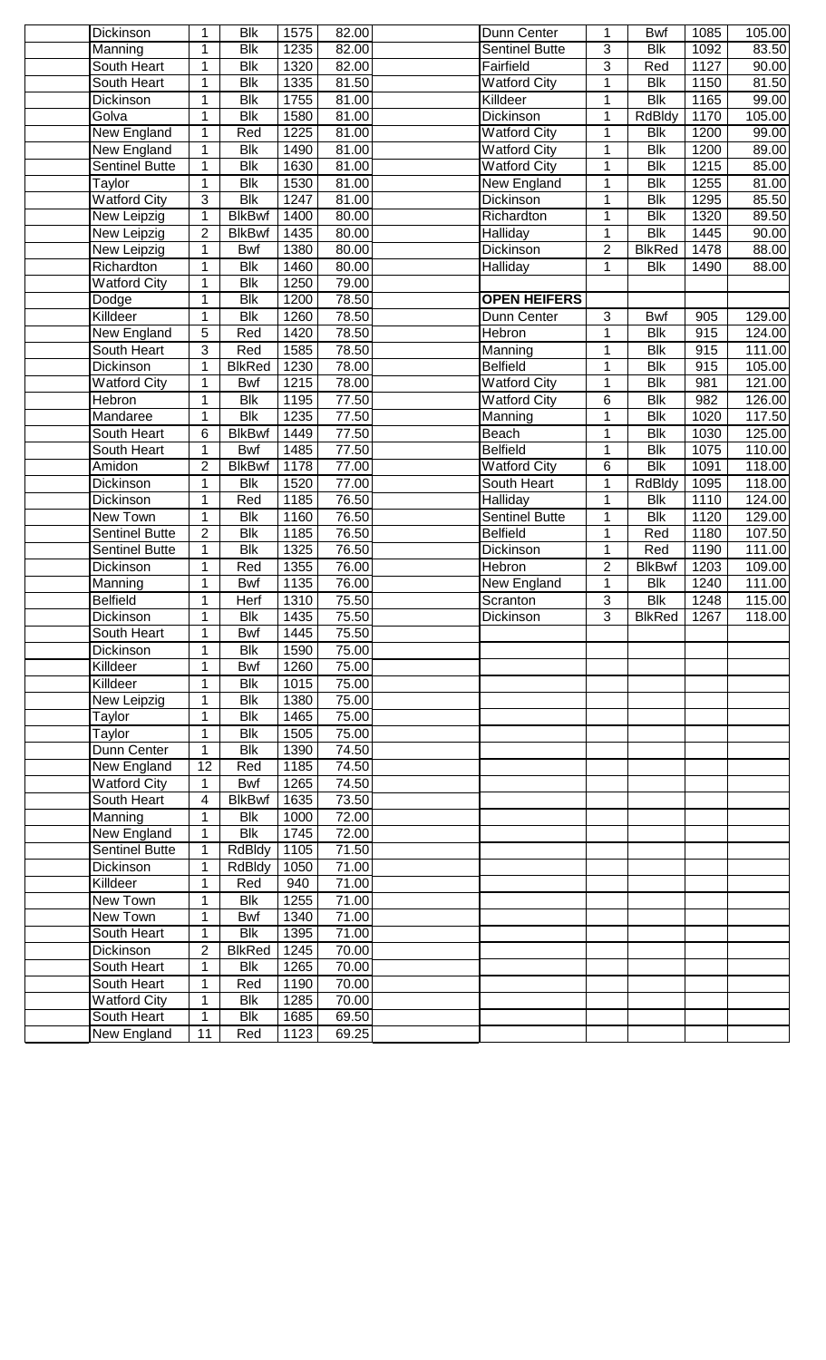| | | | | |
|---|---|---|---|---|
| Dickinson | 1 | Blk | 1575 | 82.00 |
| Manning | 1 | Blk | 1235 | 82.00 |
| South Heart | 1 | Blk | 1320 | 82.00 |
| South Heart | 1 | Blk | 1335 | 81.50 |
| Dickinson | 1 | Blk | 1755 | 81.00 |
| Golva | 1 | Blk | 1580 | 81.00 |
| New England | 1 | Red | 1225 | 81.00 |
| New England | 1 | Blk | 1490 | 81.00 |
| Sentinel Butte | 1 | Blk | 1630 | 81.00 |
| Taylor | 1 | Blk | 1530 | 81.00 |
| Watford City | 3 | Blk | 1247 | 81.00 |
| New Leipzig | 1 | BlkBwf | 1400 | 80.00 |
| New Leipzig | 2 | BlkBwf | 1435 | 80.00 |
| New Leipzig | 1 | Bwf | 1380 | 80.00 |
| Richardton | 1 | Blk | 1460 | 80.00 |
| Watford City | 1 | Blk | 1250 | 79.00 |
| Dodge | 1 | Blk | 1200 | 78.50 |
| Killdeer | 1 | Blk | 1260 | 78.50 |
| New England | 5 | Red | 1420 | 78.50 |
| South Heart | 3 | Red | 1585 | 78.50 |
| Dickinson | 1 | BlkRed | 1230 | 78.00 |
| Watford City | 1 | Bwf | 1215 | 78.00 |
| Hebron | 1 | Blk | 1195 | 77.50 |
| Mandaree | 1 | Blk | 1235 | 77.50 |
| South Heart | 6 | BlkBwf | 1449 | 77.50 |
| South Heart | 1 | Bwf | 1485 | 77.50 |
| Amidon | 2 | BlkBwf | 1178 | 77.00 |
| Dickinson | 1 | Blk | 1520 | 77.00 |
| Dickinson | 1 | Red | 1185 | 76.50 |
| New Town | 1 | Blk | 1160 | 76.50 |
| Sentinel Butte | 2 | Blk | 1185 | 76.50 |
| Sentinel Butte | 1 | Blk | 1325 | 76.50 |
| Dickinson | 1 | Red | 1355 | 76.00 |
| Manning | 1 | Bwf | 1135 | 76.00 |
| Belfield | 1 | Herf | 1310 | 75.50 |
| Dickinson | 1 | Blk | 1435 | 75.50 |
| South Heart | 1 | Bwf | 1445 | 75.50 |
| Dickinson | 1 | Blk | 1590 | 75.00 |
| Killdeer | 1 | Bwf | 1260 | 75.00 |
| Killdeer | 1 | Blk | 1015 | 75.00 |
| New Leipzig | 1 | Blk | 1380 | 75.00 |
| Taylor | 1 | Blk | 1465 | 75.00 |
| Taylor | 1 | Blk | 1505 | 75.00 |
| Dunn Center | 1 | Blk | 1390 | 74.50 |
| New England | 12 | Red | 1185 | 74.50 |
| Watford City | 1 | Bwf | 1265 | 74.50 |
| South Heart | 4 | BlkBwf | 1635 | 73.50 |
| Manning | 1 | Blk | 1000 | 72.00 |
| New England | 1 | Blk | 1745 | 72.00 |
| Sentinel Butte | 1 | RdBldy | 1105 | 71.50 |
| Dickinson | 1 | RdBldy | 1050 | 71.00 |
| Killdeer | 1 | Red | 940 | 71.00 |
| New Town | 1 | Blk | 1255 | 71.00 |
| New Town | 1 | Bwf | 1340 | 71.00 |
| South Heart | 1 | Blk | 1395 | 71.00 |
| Dickinson | 2 | BlkRed | 1245 | 70.00 |
| South Heart | 1 | Blk | 1265 | 70.00 |
| South Heart | 1 | Red | 1190 | 70.00 |
| Watford City | 1 | Blk | 1285 | 70.00 |
| South Heart | 1 | Blk | 1685 | 69.50 |
| New England | 11 | Red | 1123 | 69.25 |

| | | | | |
|---|---|---|---|---|
| Dunn Center | 1 | Bwf | 1085 | 105.00 |
| Sentinel Butte | 3 | Blk | 1092 | 83.50 |
| Fairfield | 3 | Red | 1127 | 90.00 |
| Watford City | 1 | Blk | 1150 | 81.50 |
| Killdeer | 1 | Blk | 1165 | 99.00 |
| Dickinson | 1 | RdBldy | 1170 | 105.00 |
| Watford City | 1 | Blk | 1200 | 99.00 |
| Watford City | 1 | Blk | 1200 | 89.00 |
| Watford City | 1 | Blk | 1215 | 85.00 |
| New England | 1 | Blk | 1255 | 81.00 |
| Dickinson | 1 | Blk | 1295 | 85.50 |
| Richardton | 1 | Blk | 1320 | 89.50 |
| Halliday | 1 | Blk | 1445 | 90.00 |
| Dickinson | 2 | BlkRed | 1478 | 88.00 |
| Halliday | 1 | Blk | 1490 | 88.00 |
| | | | | |
| **OPEN HEIFERS** | | | | |
| Dunn Center | 3 | Bwf | 905 | 129.00 |
| Hebron | 1 | Blk | 915 | 124.00 |
| Manning | 1 | Blk | 915 | 111.00 |
| Belfield | 1 | Blk | 915 | 105.00 |
| Watford City | 1 | Blk | 981 | 121.00 |
| Watford City | 6 | Blk | 982 | 126.00 |
| Manning | 1 | Blk | 1020 | 117.50 |
| Beach | 1 | Blk | 1030 | 125.00 |
| Belfield | 1 | Blk | 1075 | 110.00 |
| Watford City | 6 | Blk | 1091 | 118.00 |
| South Heart | 1 | RdBldy | 1095 | 118.00 |
| Halliday | 1 | Blk | 1110 | 124.00 |
| Sentinel Butte | 1 | Blk | 1120 | 129.00 |
| Belfield | 1 | Red | 1180 | 107.50 |
| Dickinson | 1 | Red | 1190 | 111.00 |
| Hebron | 2 | BlkBwf | 1203 | 109.00 |
| New England | 1 | Blk | 1240 | 111.00 |
| Scranton | 3 | Blk | 1248 | 115.00 |
| Dickinson | 3 | BlkRed | 1267 | 118.00 |